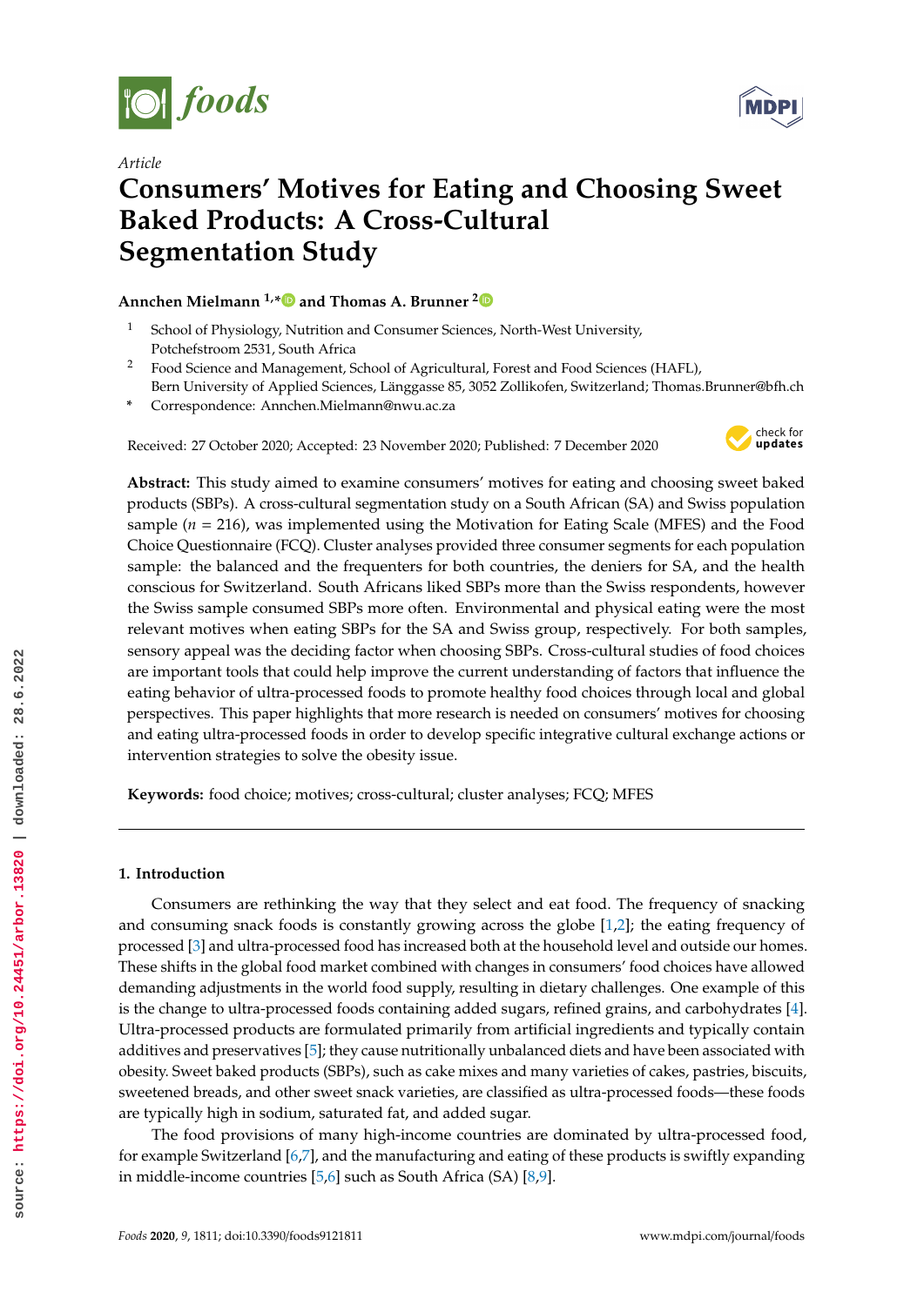*Article*

# Consumers' Motives for Eating and Choosing Sweet Baked Products: A Cross-Cultural Segmentation Study

**Annchen Mielmann [1,*] and Thomas A. Brunner [2]**

[1] School of Physiology, Nutrition and Consumer Sciences, North-West University, Potchefstroom 2531, South Africa

[2] Food Science and Management, School of Agricultural, Forest and Food Sciences (HAFL), Bern University of Applied Sciences, Länggasse 85, 3052 Zollikofen, Switzerland; Thomas.Brunner@bfh.ch

\* Correspondence: Annchen.Mielmann@nwu.ac.za

Received: 27 October 2020; Accepted: 23 November 2020; Published: 7 December 2020

**Abstract:** This study aimed to examine consumers' motives for eating and choosing sweet baked products (SBPs). A cross-cultural segmentation study on a South African (SA) and Swiss population sample ($n$ = 216), was implemented using the Motivation for Eating Scale (MFES) and the Food Choice Questionnaire (FCQ). Cluster analyses provided three consumer segments for each population sample: the balanced and the frequenters for both countries, the deniers for SA, and the health conscious for Switzerland. South Africans liked SBPs more than the Swiss respondents, however the Swiss sample consumed SBPs more often. Environmental and physical eating were the most relevant motives when eating SBPs for the SA and Swiss group, respectively. For both samples, sensory appeal was the deciding factor when choosing SBPs. Cross-cultural studies of food choices are important tools that could help improve the current understanding of factors that influence the eating behavior of ultra-processed foods to promote healthy food choices through local and global perspectives. This paper highlights that more research is needed on consumers' motives for choosing and eating ultra-processed foods in order to develop specific integrative cultural exchange actions or intervention strategies to solve the obesity issue.

**Keywords:** food choice; motives; cross-cultural; cluster analyses; FCQ; MFES

## 1. Introduction

Consumers are rethinking the way that they select and eat food. The frequency of snacking and consuming snack foods is constantly growing across the globe [1,2]; the eating frequency of processed [3] and ultra-processed food has increased both at the household level and outside our homes. These shifts in the global food market combined with changes in consumers' food choices have allowed demanding adjustments in the world food supply, resulting in dietary challenges. One example of this is the change to ultra-processed foods containing added sugars, refined grains, and carbohydrates [4]. Ultra-processed products are formulated primarily from artificial ingredients and typically contain additives and preservatives [5]; they cause nutritionally unbalanced diets and have been associated with obesity. Sweet baked products (SBPs), such as cake mixes and many varieties of cakes, pastries, biscuits, sweetened breads, and other sweet snack varieties, are classified as ultra-processed foods—these foods are typically high in sodium, saturated fat, and added sugar.

The food provisions of many high-income countries are dominated by ultra-processed food, for example Switzerland [6,7], and the manufacturing and eating of these products is swiftly expanding in middle-income countries [5,6] such as South Africa (SA) [8,9].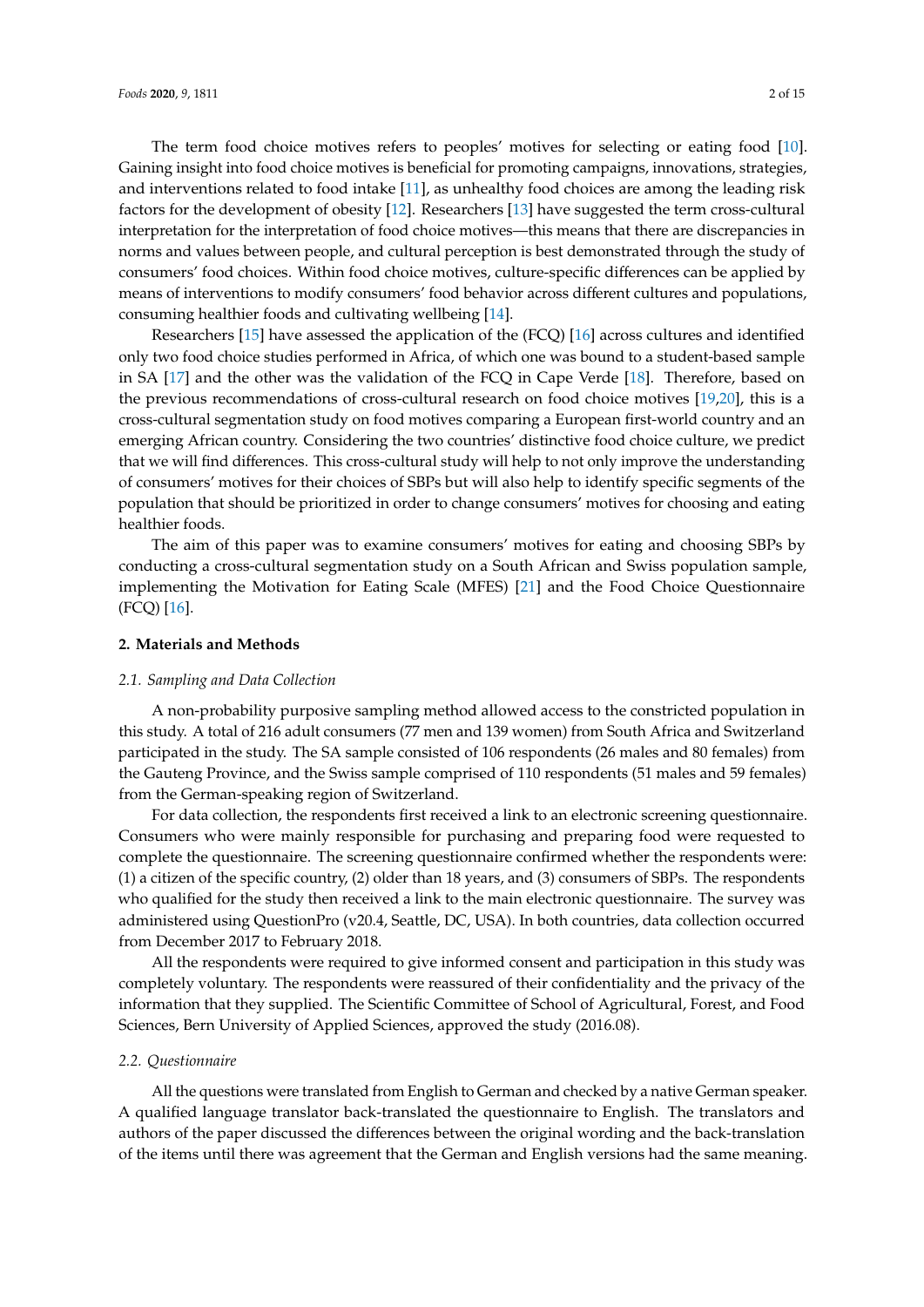The term food choice motives refers to peoples' motives for selecting or eating food [10]. Gaining insight into food choice motives is beneficial for promoting campaigns, innovations, strategies, and interventions related to food intake [11], as unhealthy food choices are among the leading risk factors for the development of obesity [12]. Researchers [13] have suggested the term cross-cultural interpretation for the interpretation of food choice motives—this means that there are discrepancies in norms and values between people, and cultural perception is best demonstrated through the study of consumers' food choices. Within food choice motives, culture-specific differences can be applied by means of interventions to modify consumers' food behavior across different cultures and populations, consuming healthier foods and cultivating wellbeing [14].

Researchers [15] have assessed the application of the (FCQ) [16] across cultures and identified only two food choice studies performed in Africa, of which one was bound to a student-based sample in SA [17] and the other was the validation of the FCQ in Cape Verde [18]. Therefore, based on the previous recommendations of cross-cultural research on food choice motives [19,20], this is a cross-cultural segmentation study on food motives comparing a European first-world country and an emerging African country. Considering the two countries' distinctive food choice culture, we predict that we will find differences. This cross-cultural study will help to not only improve the understanding of consumers' motives for their choices of SBPs but will also help to identify specific segments of the population that should be prioritized in order to change consumers' motives for choosing and eating healthier foods.

The aim of this paper was to examine consumers' motives for eating and choosing SBPs by conducting a cross-cultural segmentation study on a South African and Swiss population sample, implementing the Motivation for Eating Scale (MFES) [21] and the Food Choice Questionnaire (FCQ) [16].

## 2. Materials and Methods

### 2.1. Sampling and Data Collection

A non-probability purposive sampling method allowed access to the constricted population in this study. A total of 216 adult consumers (77 men and 139 women) from South Africa and Switzerland participated in the study. The SA sample consisted of 106 respondents (26 males and 80 females) from the Gauteng Province, and the Swiss sample comprised of 110 respondents (51 males and 59 females) from the German-speaking region of Switzerland.

For data collection, the respondents first received a link to an electronic screening questionnaire. Consumers who were mainly responsible for purchasing and preparing food were requested to complete the questionnaire. The screening questionnaire confirmed whether the respondents were: (1) a citizen of the specific country, (2) older than 18 years, and (3) consumers of SBPs. The respondents who qualified for the study then received a link to the main electronic questionnaire. The survey was administered using QuestionPro (v20.4, Seattle, DC, USA). In both countries, data collection occurred from December 2017 to February 2018.

All the respondents were required to give informed consent and participation in this study was completely voluntary. The respondents were reassured of their confidentiality and the privacy of the information that they supplied. The Scientific Committee of School of Agricultural, Forest, and Food Sciences, Bern University of Applied Sciences, approved the study (2016.08).

### 2.2. Questionnaire

All the questions were translated from English to German and checked by a native German speaker. A qualified language translator back-translated the questionnaire to English. The translators and authors of the paper discussed the differences between the original wording and the back-translation of the items until there was agreement that the German and English versions had the same meaning.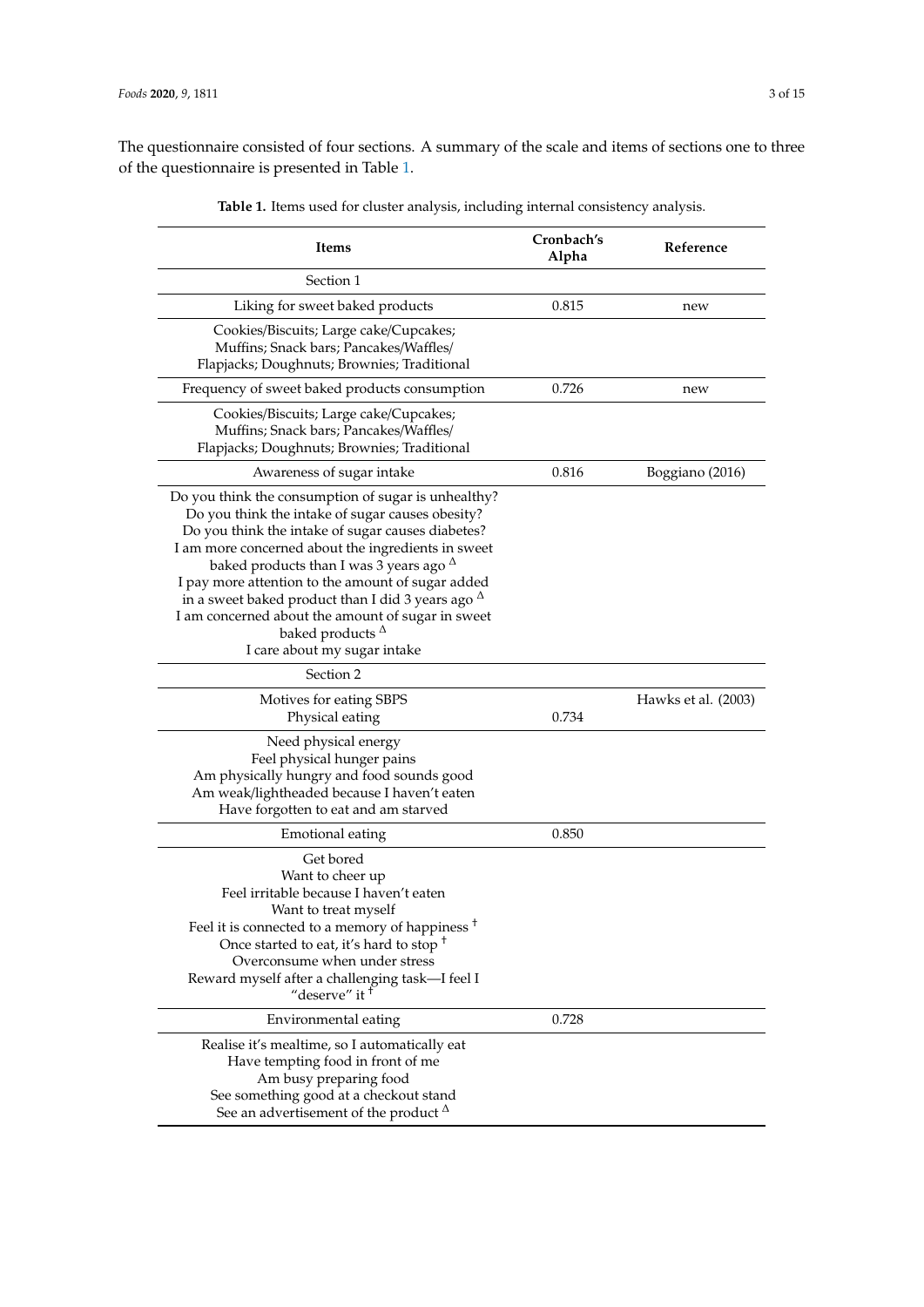The questionnaire consisted of four sections. A summary of the scale and items of sections one to three of the questionnaire is presented in Table 1.

**Table 1.** Items used for cluster analysis, including internal consistency analysis.

| Items | Cronbach's Alpha | Reference |
|---|---|---|
| Section 1 | | |
| Liking for sweet baked products | 0.815 | new |
| Cookies/Biscuits; Large cake/Cupcakes; Muffins; Snack bars; Pancakes/Waffles/ Flapjacks; Doughnuts; Brownies; Traditional | | |
| Frequency of sweet baked products consumption | 0.726 | new |
| Cookies/Biscuits; Large cake/Cupcakes; Muffins; Snack bars; Pancakes/Waffles/ Flapjacks; Doughnuts; Brownies; Traditional | | |
| Awareness of sugar intake | 0.816 | Boggiano (2016) |
| Do you think the consumption of sugar is unhealthy?<br>Do you think the intake of sugar causes obesity?<br>Do you think the intake of sugar causes diabetes?<br>I am more concerned about the ingredients in sweet baked products than I was 3 years ago $^{\Delta}$<br>I pay more attention to the amount of sugar added in a sweet baked product than I did 3 years ago $^{\Delta}$<br>I am concerned about the amount of sugar in sweet baked products $^{\Delta}$<br>I care about my sugar intake | | |
| Section 2 | | |
| Motives for eating SBPS<br>Physical eating | 0.734 | Hawks et al. (2003) |
| Need physical energy<br>Feel physical hunger pains<br>Am physically hungry and food sounds good<br>Am weak/lightheaded because I haven't eaten<br>Have forgotten to eat and am starved | | |
| Emotional eating | 0.850 | |
| Get bored<br>Want to cheer up<br>Feel irritable because I haven't eaten<br>Want to treat myself<br>Feel it is connected to a memory of happiness [†]<br>Once started to eat, it's hard to stop [†]<br>Overconsume when under stress<br>Reward myself after a challenging task—I feel I "deserve" it [†] | | |
| Environmental eating | 0.728 | |
| Realise it's mealtime, so I automatically eat<br>Have tempting food in front of me<br>Am busy preparing food<br>See something good at a checkout stand<br>See an advertisement of the product $^{\Delta}$ | | |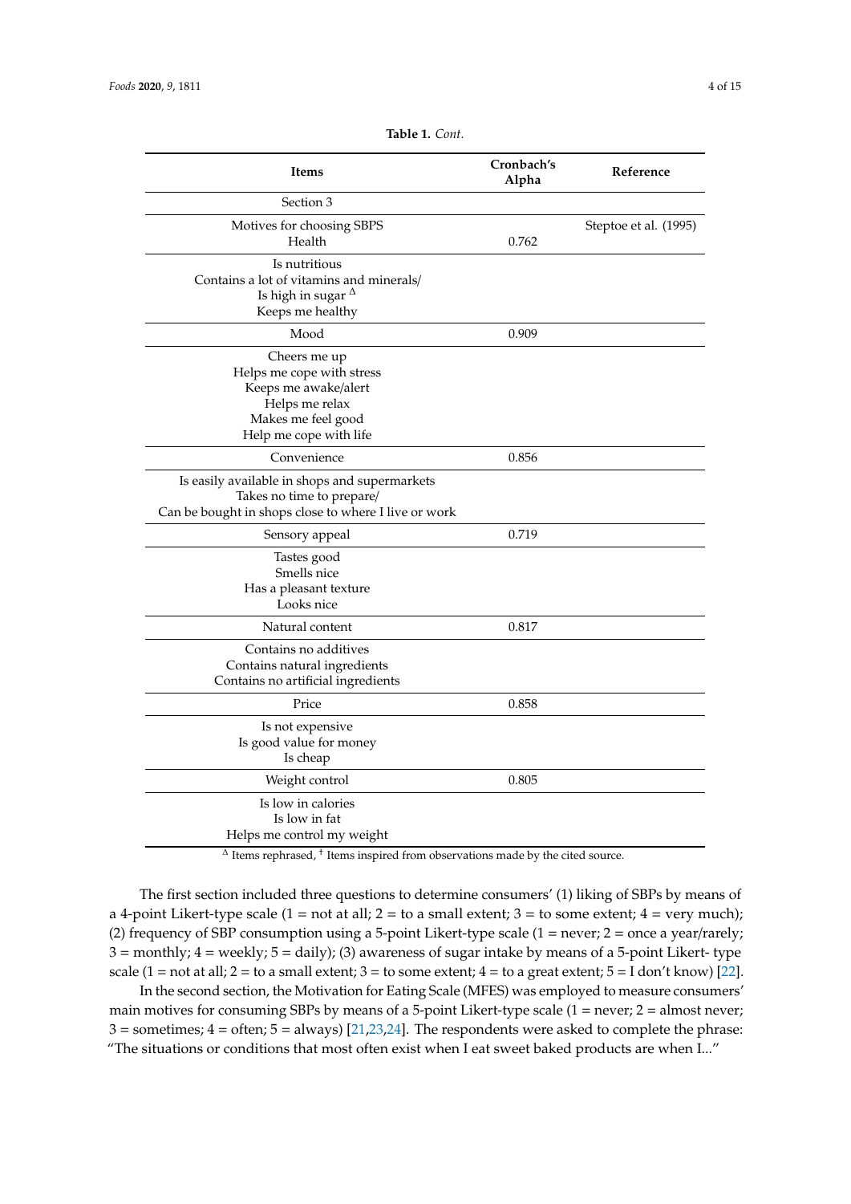**Table 1.** *Cont.*

| Items | Cronbach's Alpha | Reference |
|---|---|---|
| Section 3 | | |
| Motives for choosing SBPS<br>Health | 0.762 | Steptoe et al. (1995) |
| Is nutritious<br>Contains a lot of vitamins and minerals/<br>Is high in sugar [Δ]<br>Keeps me healthy | | |
| Mood | 0.909 | |
| Cheers me up<br>Helps me cope with stress<br>Keeps me awake/alert<br>Helps me relax<br>Makes me feel good<br>Help me cope with life | | |
| Convenience | 0.856 | |
| Is easily available in shops and supermarkets<br>Takes no time to prepare/<br>Can be bought in shops close to where I live or work | | |
| Sensory appeal | 0.719 | |
| Tastes good<br>Smells nice<br>Has a pleasant texture<br>Looks nice | | |
| Natural content | 0.817 | |
| Contains no additives<br>Contains natural ingredients<br>Contains no artificial ingredients | | |
| Price | 0.858 | |
| Is not expensive<br>Is good value for money<br>Is cheap | | |
| Weight control | 0.805 | |
| Is low in calories<br>Is low in fat<br>Helps me control my weight | | |

[Δ] Items rephrased, [†] Items inspired from observations made by the cited source.

The first section included three questions to determine consumers' (1) liking of SBPs by means of a 4-point Likert-type scale (1 = not at all; 2 = to a small extent; 3 = to some extent; 4 = very much); (2) frequency of SBP consumption using a 5-point Likert-type scale (1 = never; 2 = once a year/rarely; 3 = monthly; 4 = weekly; 5 = daily); (3) awareness of sugar intake by means of a 5-point Likert- type scale (1 = not at all; 2 = to a small extent; 3 = to some extent; 4 = to a great extent; 5 = I don't know) [22].

In the second section, the Motivation for Eating Scale (MFES) was employed to measure consumers' main motives for consuming SBPs by means of a 5-point Likert-type scale (1 = never; 2 = almost never; 3 = sometimes; 4 = often; 5 = always) [21,23,24]. The respondents were asked to complete the phrase: "The situations or conditions that most often exist when I eat sweet baked products are when I..."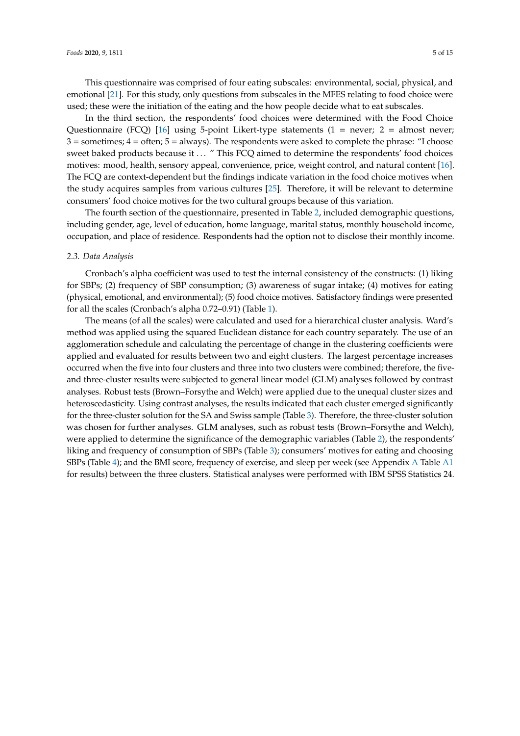This questionnaire was comprised of four eating subscales: environmental, social, physical, and emotional [21]. For this study, only questions from subscales in the MFES relating to food choice were used; these were the initiation of the eating and the how people decide what to eat subscales.

In the third section, the respondents' food choices were determined with the Food Choice Questionnaire (FCQ) [16] using 5-point Likert-type statements (1 = never; 2 = almost never; 3 = sometimes; 4 = often; 5 = always). The respondents were asked to complete the phrase: "I choose sweet baked products because it . . . " This FCQ aimed to determine the respondents' food choices motives: mood, health, sensory appeal, convenience, price, weight control, and natural content [16]. The FCQ are context-dependent but the findings indicate variation in the food choice motives when the study acquires samples from various cultures [25]. Therefore, it will be relevant to determine consumers' food choice motives for the two cultural groups because of this variation.

The fourth section of the questionnaire, presented in Table 2, included demographic questions, including gender, age, level of education, home language, marital status, monthly household income, occupation, and place of residence. Respondents had the option not to disclose their monthly income.

### *2.3. Data Analysis*

Cronbach's alpha coefficient was used to test the internal consistency of the constructs: (1) liking for SBPs; (2) frequency of SBP consumption; (3) awareness of sugar intake; (4) motives for eating (physical, emotional, and environmental); (5) food choice motives. Satisfactory findings were presented for all the scales (Cronbach's alpha 0.72–0.91) (Table 1).

The means (of all the scales) were calculated and used for a hierarchical cluster analysis. Ward's method was applied using the squared Euclidean distance for each country separately. The use of an agglomeration schedule and calculating the percentage of change in the clustering coefficients were applied and evaluated for results between two and eight clusters. The largest percentage increases occurred when the five into four clusters and three into two clusters were combined; therefore, the five- and three-cluster results were subjected to general linear model (GLM) analyses followed by contrast analyses. Robust tests (Brown–Forsythe and Welch) were applied due to the unequal cluster sizes and heteroscedasticity. Using contrast analyses, the results indicated that each cluster emerged significantly for the three-cluster solution for the SA and Swiss sample (Table 3). Therefore, the three-cluster solution was chosen for further analyses. GLM analyses, such as robust tests (Brown–Forsythe and Welch), were applied to determine the significance of the demographic variables (Table 2), the respondents' liking and frequency of consumption of SBPs (Table 3); consumers' motives for eating and choosing SBPs (Table 4); and the BMI score, frequency of exercise, and sleep per week (see Appendix A Table A1 for results) between the three clusters. Statistical analyses were performed with IBM SPSS Statistics 24.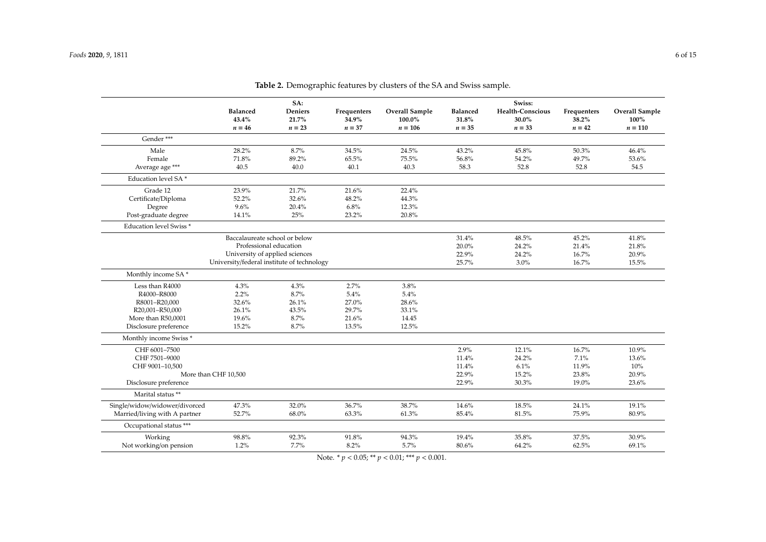**Table 2.** Demographic features by clusters of the SA and Swiss sample.

| | SA: Balanced 43.4% $n = 46$ | SA: Deniers 21.7% $n = 23$ | SA: Frequenters 34.9% $n = 37$ | SA: Overall Sample 100.0% $n = 106$ | Swiss: Balanced 31.8% $n = 35$ | Swiss: Health-Conscious 30.0% $n = 33$ | Swiss: Frequenters 38.2% $n = 42$ | Swiss: Overall Sample 100% $n = 110$ |
|---|---|---|---|---|---|---|---|---|
| Gender *** | | | | | | | | |
| Male | 28.2% | 8.7% | 34.5% | 24.5% | 43.2% | 45.8% | 50.3% | 46.4% |
| Female | 71.8% | 89.2% | 65.5% | 75.5% | 56.8% | 54.2% | 49.7% | 53.6% |
| Average age *** | 40.5 | 40.0 | 40.1 | 40.3 | 58.3 | 52.8 | 52.8 | 54.5 |
| Education level SA * | | | | | | | | |
| Grade 12 | 23.9% | 21.7% | 21.6% | 22.4% | | | | |
| Certificate/Diploma | 52.2% | 32.6% | 48.2% | 44.3% | | | | |
| Degree | 9.6% | 20.4% | 6.8% | 12.3% | | | | |
| Post-graduate degree | 14.1% | 25% | 23.2% | 20.8% | | | | |
| Education level Swiss * | | | | | | | | |
| Baccalaureate school or below | | | | | 31.4% | 48.5% | 45.2% | 41.8% |
| Professional education | | | | | 20.0% | 24.2% | 21.4% | 21.8% |
| University of applied sciences | | | | | 22.9% | 24.2% | 16.7% | 20.9% |
| University/federal institute of technology | | | | | 25.7% | 3.0% | 16.7% | 15.5% |
| Monthly income SA * | | | | | | | | |
| Less than R4000 | 4.3% | 4.3% | 2.7% | 3.8% | | | | |
| R4000–R8000 | 2.2% | 8.7% | 5.4% | 5.4% | | | | |
| R8001–R20,000 | 32.6% | 26.1% | 27.0% | 28.6% | | | | |
| R20,001–R50,000 | 26.1% | 43.5% | 29.7% | 33.1% | | | | |
| More than R50,0001 | 19.6% | 8.7% | 21.6% | 14.45 | | | | |
| Disclosure preference | 15.2% | 8.7% | 13.5% | 12.5% | | | | |
| Monthly income Swiss * | | | | | | | | |
| CHF 6001–7500 | | | | | 2.9% | 12.1% | 16.7% | 10.9% |
| CHF 7501–9000 | | | | | 11.4% | 24.2% | 7.1% | 13.6% |
| CHF 9001–10,500 | | | | | 11.4% | 6.1% | 11.9% | 10% |
| More than CHF 10,500 | | | | | 22.9% | 15.2% | 23.8% | 20.9% |
| Disclosure preference | | | | | 22.9% | 30.3% | 19.0% | 23.6% |
| Marital status ** | | | | | | | | |
| Single/widow/widower/divorced | 47.3% | 32.0% | 36.7% | 38.7% | 14.6% | 18.5% | 24.1% | 19.1% |
| Married/living with A partner | 52.7% | 68.0% | 63.3% | 61.3% | 85.4% | 81.5% | 75.9% | 80.9% |
| Occupational status *** | | | | | | | | |
| Working | 98.8% | 92.3% | 91.8% | 94.3% | 19.4% | 35.8% | 37.5% | 30.9% |
| Not working/on pension | 1.2% | 7.7% | 8.2% | 5.7% | 80.6% | 64.2% | 62.5% | 69.1% |

Note. * $p < 0.05$; ** $p < 0.01$; *** $p < 0.001$.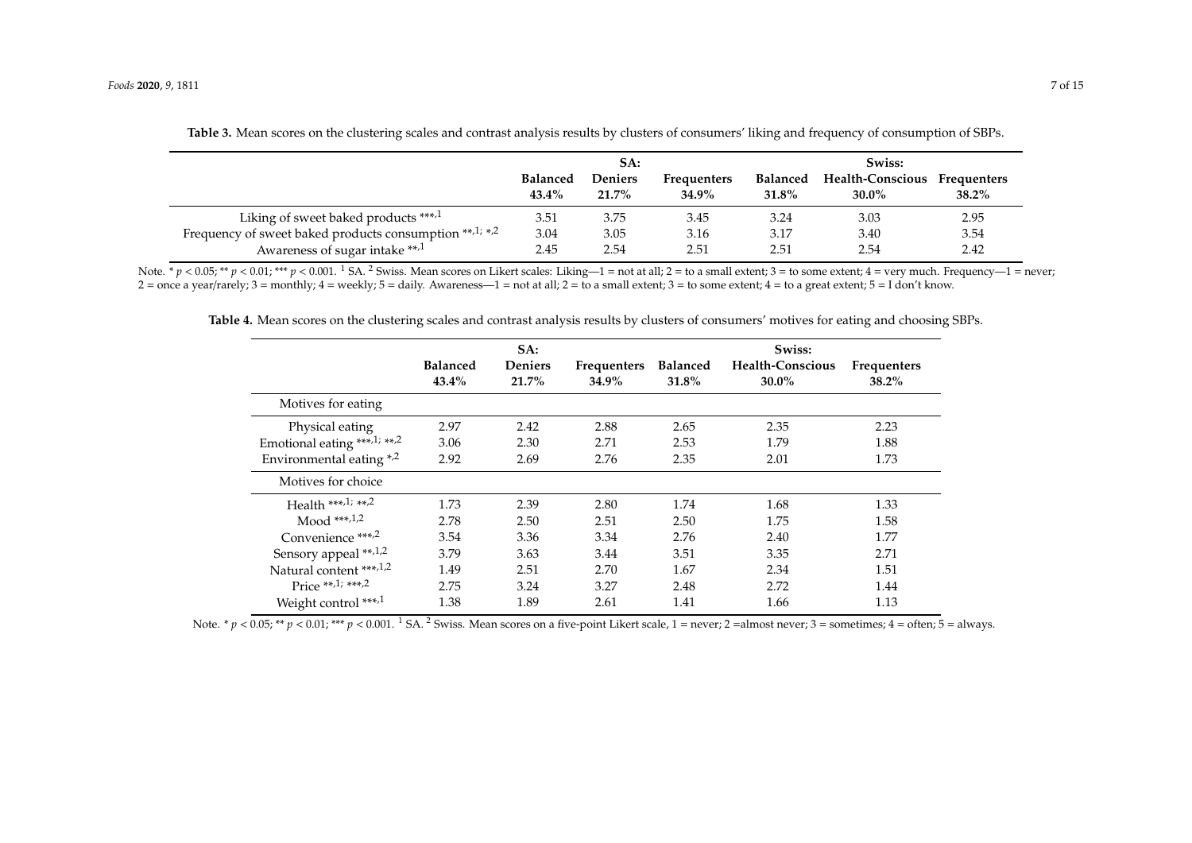**Table 3.** Mean scores on the clustering scales and contrast analysis results by clusters of consumers' liking and frequency of consumption of SBPs.

| | SA: | | | Swiss: | | |
|---|---|---|---|---|---|---|
| | **Balanced 43.4%** | **Deniers 21.7%** | **Frequenters 34.9%** | **Balanced 31.8%** | **Health-Conscious 30.0%** | **Frequenters 38.2%** |
| Liking of sweet baked products ***,1 | 3.51 | 3.75 | 3.45 | 3.24 | 3.03 | 2.95 |
| Frequency of sweet baked products consumption **,1; *,2 | 3.04 | 3.05 | 3.16 | 3.17 | 3.40 | 3.54 |
| Awareness of sugar intake **,1 | 2.45 | 2.54 | 2.51 | 2.51 | 2.54 | 2.42 |

Note. * $p < 0.05$; ** $p < 0.01$; *** $p < 0.001$. [1] SA. [2] Swiss. Mean scores on Likert scales: Liking—1 = not at all; 2 = to a small extent; 3 = to some extent; 4 = very much. Frequency—1 = never; 2 = once a year/rarely; 3 = monthly; 4 = weekly; 5 = daily. Awareness—1 = not at all; 2 = to a small extent; 3 = to some extent; 4 = to a great extent; 5 = I don't know.

**Table 4.** Mean scores on the clustering scales and contrast analysis results by clusters of consumers' motives for eating and choosing SBPs.

| | SA: | | | Swiss: | | |
|---|---|---|---|---|---|---|
| | **Balanced 43.4%** | **Deniers 21.7%** | **Frequenters 34.9%** | **Balanced 31.8%** | **Health-Conscious 30.0%** | **Frequenters 38.2%** |
| Motives for eating | | | | | | |
| Physical eating | 2.97 | 2.42 | 2.88 | 2.65 | 2.35 | 2.23 |
| Emotional eating ***,1; **,2 | 3.06 | 2.30 | 2.71 | 2.53 | 1.79 | 1.88 |
| Environmental eating *,2 | 2.92 | 2.69 | 2.76 | 2.35 | 2.01 | 1.73 |
| Motives for choice | | | | | | |
| Health ***,1; **,2 | 1.73 | 2.39 | 2.80 | 1.74 | 1.68 | 1.33 |
| Mood ***,1,2 | 2.78 | 2.50 | 2.51 | 2.50 | 1.75 | 1.58 |
| Convenience ***,2 | 3.54 | 3.36 | 3.34 | 2.76 | 2.40 | 1.77 |
| Sensory appeal **,1,2 | 3.79 | 3.63 | 3.44 | 3.51 | 3.35 | 2.71 |
| Natural content ***,1,2 | 1.49 | 2.51 | 2.70 | 1.67 | 2.34 | 1.51 |
| Price **,1; ***,2 | 2.75 | 3.24 | 3.27 | 2.48 | 2.72 | 1.44 |
| Weight control ***,1 | 1.38 | 1.89 | 2.61 | 1.41 | 1.66 | 1.13 |

Note. * $p < 0.05$; ** $p < 0.01$; *** $p < 0.001$. [1] SA. [2] Swiss. Mean scores on a five-point Likert scale, 1 = never; 2 =almost never; 3 = sometimes; 4 = often; 5 = always.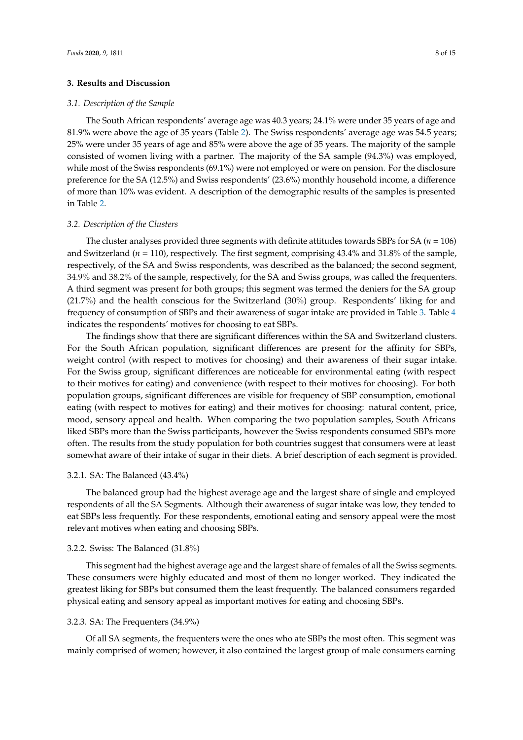## 3. Results and Discussion

### 3.1. Description of the Sample

The South African respondents' average age was 40.3 years; 24.1% were under 35 years of age and 81.9% were above the age of 35 years (Table 2). The Swiss respondents' average age was 54.5 years; 25% were under 35 years of age and 85% were above the age of 35 years. The majority of the sample consisted of women living with a partner. The majority of the SA sample (94.3%) was employed, while most of the Swiss respondents (69.1%) were not employed or were on pension. For the disclosure preference for the SA (12.5%) and Swiss respondents' (23.6%) monthly household income, a difference of more than 10% was evident. A description of the demographic results of the samples is presented in Table 2.

### 3.2. Description of the Clusters

The cluster analyses provided three segments with definite attitudes towards SBPs for SA ($n$ = 106) and Switzerland ($n$ = 110), respectively. The first segment, comprising 43.4% and 31.8% of the sample, respectively, of the SA and Swiss respondents, was described as the balanced; the second segment, 34.9% and 38.2% of the sample, respectively, for the SA and Swiss groups, was called the frequenters. A third segment was present for both groups; this segment was termed the deniers for the SA group (21.7%) and the health conscious for the Switzerland (30%) group. Respondents' liking for and frequency of consumption of SBPs and their awareness of sugar intake are provided in Table 3. Table 4 indicates the respondents' motives for choosing to eat SBPs.

The findings show that there are significant differences within the SA and Switzerland clusters. For the South African population, significant differences are present for the affinity for SBPs, weight control (with respect to motives for choosing) and their awareness of their sugar intake. For the Swiss group, significant differences are noticeable for environmental eating (with respect to their motives for eating) and convenience (with respect to their motives for choosing). For both population groups, significant differences are visible for frequency of SBP consumption, emotional eating (with respect to motives for eating) and their motives for choosing: natural content, price, mood, sensory appeal and health. When comparing the two population samples, South Africans liked SBPs more than the Swiss participants, however the Swiss respondents consumed SBPs more often. The results from the study population for both countries suggest that consumers were at least somewhat aware of their intake of sugar in their diets. A brief description of each segment is provided.

#### 3.2.1. SA: The Balanced (43.4%)

The balanced group had the highest average age and the largest share of single and employed respondents of all the SA Segments. Although their awareness of sugar intake was low, they tended to eat SBPs less frequently. For these respondents, emotional eating and sensory appeal were the most relevant motives when eating and choosing SBPs.

#### 3.2.2. Swiss: The Balanced (31.8%)

This segment had the highest average age and the largest share of females of all the Swiss segments. These consumers were highly educated and most of them no longer worked. They indicated the greatest liking for SBPs but consumed them the least frequently. The balanced consumers regarded physical eating and sensory appeal as important motives for eating and choosing SBPs.

#### 3.2.3. SA: The Frequenters (34.9%)

Of all SA segments, the frequenters were the ones who ate SBPs the most often. This segment was mainly comprised of women; however, it also contained the largest group of male consumers earning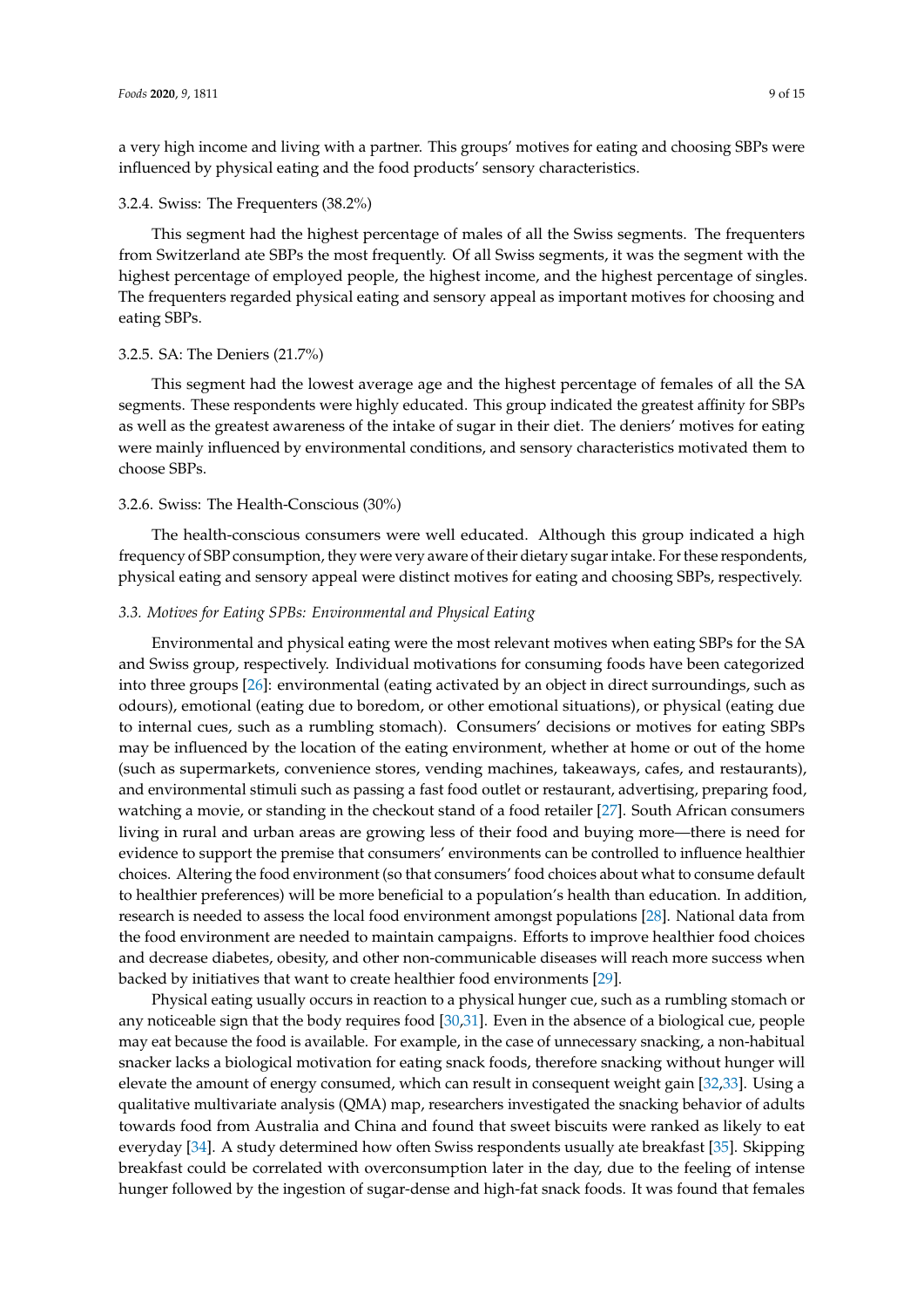a very high income and living with a partner. This groups' motives for eating and choosing SBPs were influenced by physical eating and the food products' sensory characteristics.

#### 3.2.4. Swiss: The Frequenters (38.2%)

This segment had the highest percentage of males of all the Swiss segments. The frequenters from Switzerland ate SBPs the most frequently. Of all Swiss segments, it was the segment with the highest percentage of employed people, the highest income, and the highest percentage of singles. The frequenters regarded physical eating and sensory appeal as important motives for choosing and eating SBPs.

#### 3.2.5. SA: The Deniers (21.7%)

This segment had the lowest average age and the highest percentage of females of all the SA segments. These respondents were highly educated. This group indicated the greatest affinity for SBPs as well as the greatest awareness of the intake of sugar in their diet. The deniers' motives for eating were mainly influenced by environmental conditions, and sensory characteristics motivated them to choose SBPs.

#### 3.2.6. Swiss: The Health-Conscious (30%)

The health-conscious consumers were well educated. Although this group indicated a high frequency of SBP consumption, they were very aware of their dietary sugar intake. For these respondents, physical eating and sensory appeal were distinct motives for eating and choosing SBPs, respectively.

### *3.3. Motives for Eating SPBs: Environmental and Physical Eating*

Environmental and physical eating were the most relevant motives when eating SBPs for the SA and Swiss group, respectively. Individual motivations for consuming foods have been categorized into three groups [26]: environmental (eating activated by an object in direct surroundings, such as odours), emotional (eating due to boredom, or other emotional situations), or physical (eating due to internal cues, such as a rumbling stomach). Consumers' decisions or motives for eating SBPs may be influenced by the location of the eating environment, whether at home or out of the home (such as supermarkets, convenience stores, vending machines, takeaways, cafes, and restaurants), and environmental stimuli such as passing a fast food outlet or restaurant, advertising, preparing food, watching a movie, or standing in the checkout stand of a food retailer [27]. South African consumers living in rural and urban areas are growing less of their food and buying more—there is need for evidence to support the premise that consumers' environments can be controlled to influence healthier choices. Altering the food environment (so that consumers' food choices about what to consume default to healthier preferences) will be more beneficial to a population's health than education. In addition, research is needed to assess the local food environment amongst populations [28]. National data from the food environment are needed to maintain campaigns. Efforts to improve healthier food choices and decrease diabetes, obesity, and other non-communicable diseases will reach more success when backed by initiatives that want to create healthier food environments [29].

Physical eating usually occurs in reaction to a physical hunger cue, such as a rumbling stomach or any noticeable sign that the body requires food [30,31]. Even in the absence of a biological cue, people may eat because the food is available. For example, in the case of unnecessary snacking, a non-habitual snacker lacks a biological motivation for eating snack foods, therefore snacking without hunger will elevate the amount of energy consumed, which can result in consequent weight gain [32,33]. Using a qualitative multivariate analysis (QMA) map, researchers investigated the snacking behavior of adults towards food from Australia and China and found that sweet biscuits were ranked as likely to eat everyday [34]. A study determined how often Swiss respondents usually ate breakfast [35]. Skipping breakfast could be correlated with overconsumption later in the day, due to the feeling of intense hunger followed by the ingestion of sugar-dense and high-fat snack foods. It was found that females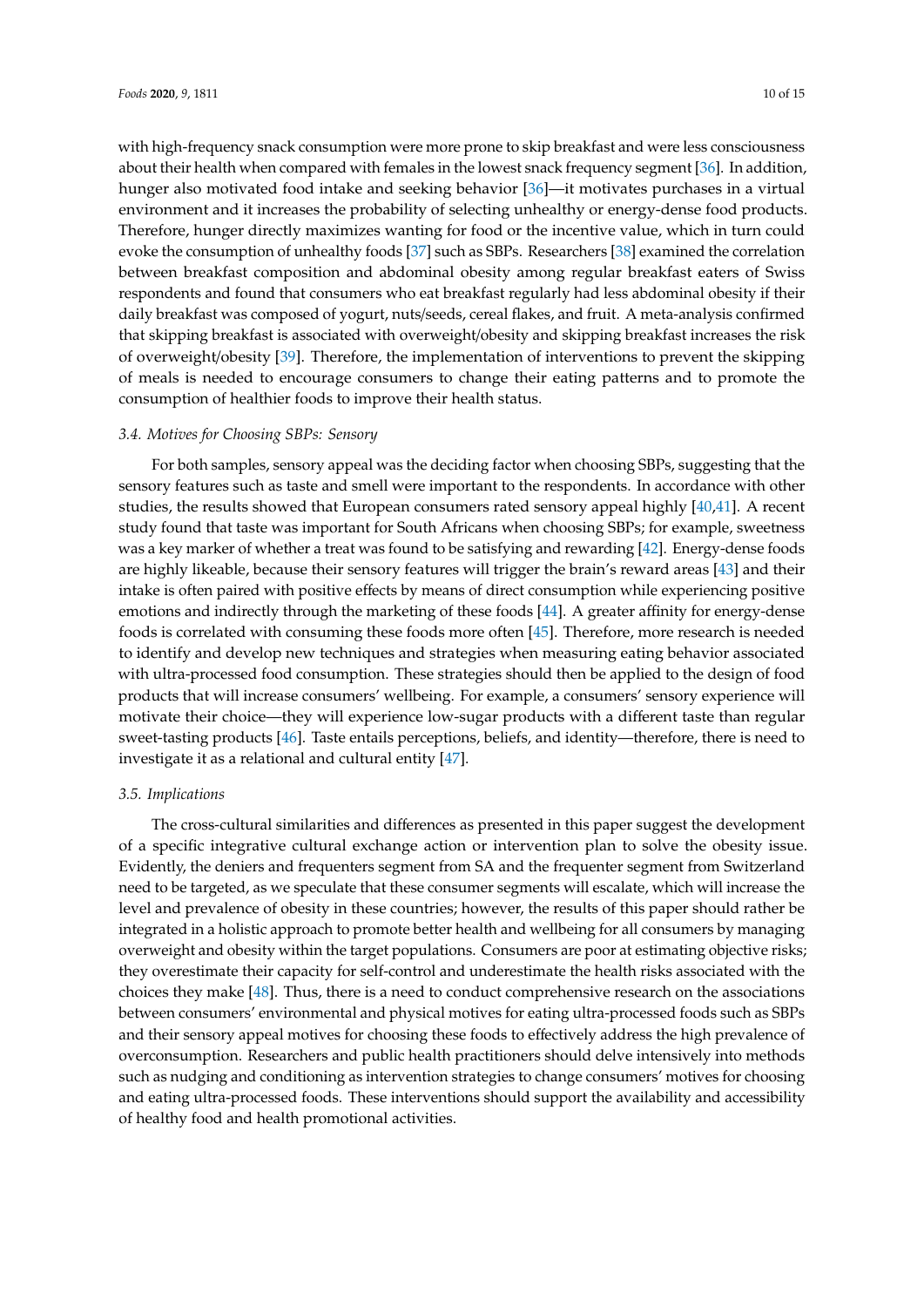with high-frequency snack consumption were more prone to skip breakfast and were less consciousness about their health when compared with females in the lowest snack frequency segment [36]. In addition, hunger also motivated food intake and seeking behavior [36]—it motivates purchases in a virtual environment and it increases the probability of selecting unhealthy or energy-dense food products. Therefore, hunger directly maximizes wanting for food or the incentive value, which in turn could evoke the consumption of unhealthy foods [37] such as SBPs. Researchers [38] examined the correlation between breakfast composition and abdominal obesity among regular breakfast eaters of Swiss respondents and found that consumers who eat breakfast regularly had less abdominal obesity if their daily breakfast was composed of yogurt, nuts/seeds, cereal flakes, and fruit. A meta-analysis confirmed that skipping breakfast is associated with overweight/obesity and skipping breakfast increases the risk of overweight/obesity [39]. Therefore, the implementation of interventions to prevent the skipping of meals is needed to encourage consumers to change their eating patterns and to promote the consumption of healthier foods to improve their health status.

### 3.4. Motives for Choosing SBPs: Sensory

For both samples, sensory appeal was the deciding factor when choosing SBPs, suggesting that the sensory features such as taste and smell were important to the respondents. In accordance with other studies, the results showed that European consumers rated sensory appeal highly [40,41]. A recent study found that taste was important for South Africans when choosing SBPs; for example, sweetness was a key marker of whether a treat was found to be satisfying and rewarding [42]. Energy-dense foods are highly likeable, because their sensory features will trigger the brain's reward areas [43] and their intake is often paired with positive effects by means of direct consumption while experiencing positive emotions and indirectly through the marketing of these foods [44]. A greater affinity for energy-dense foods is correlated with consuming these foods more often [45]. Therefore, more research is needed to identify and develop new techniques and strategies when measuring eating behavior associated with ultra-processed food consumption. These strategies should then be applied to the design of food products that will increase consumers' wellbeing. For example, a consumers' sensory experience will motivate their choice—they will experience low-sugar products with a different taste than regular sweet-tasting products [46]. Taste entails perceptions, beliefs, and identity—therefore, there is need to investigate it as a relational and cultural entity [47].

### 3.5. Implications

The cross-cultural similarities and differences as presented in this paper suggest the development of a specific integrative cultural exchange action or intervention plan to solve the obesity issue. Evidently, the deniers and frequenters segment from SA and the frequenter segment from Switzerland need to be targeted, as we speculate that these consumer segments will escalate, which will increase the level and prevalence of obesity in these countries; however, the results of this paper should rather be integrated in a holistic approach to promote better health and wellbeing for all consumers by managing overweight and obesity within the target populations. Consumers are poor at estimating objective risks; they overestimate their capacity for self-control and underestimate the health risks associated with the choices they make [48]. Thus, there is a need to conduct comprehensive research on the associations between consumers' environmental and physical motives for eating ultra-processed foods such as SBPs and their sensory appeal motives for choosing these foods to effectively address the high prevalence of overconsumption. Researchers and public health practitioners should delve intensively into methods such as nudging and conditioning as intervention strategies to change consumers' motives for choosing and eating ultra-processed foods. These interventions should support the availability and accessibility of healthy food and health promotional activities.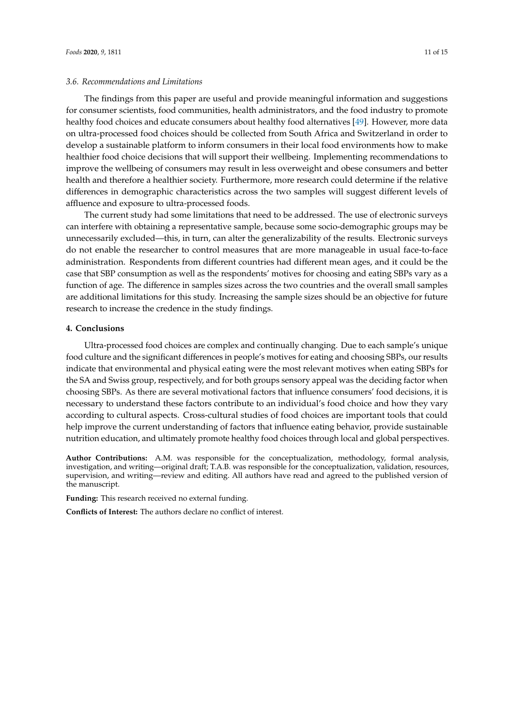### 3.6. Recommendations and Limitations

The findings from this paper are useful and provide meaningful information and suggestions for consumer scientists, food communities, health administrators, and the food industry to promote healthy food choices and educate consumers about healthy food alternatives [49]. However, more data on ultra-processed food choices should be collected from South Africa and Switzerland in order to develop a sustainable platform to inform consumers in their local food environments how to make healthier food choice decisions that will support their wellbeing. Implementing recommendations to improve the wellbeing of consumers may result in less overweight and obese consumers and better health and therefore a healthier society. Furthermore, more research could determine if the relative differences in demographic characteristics across the two samples will suggest different levels of affluence and exposure to ultra-processed foods.

The current study had some limitations that need to be addressed. The use of electronic surveys can interfere with obtaining a representative sample, because some socio-demographic groups may be unnecessarily excluded—this, in turn, can alter the generalizability of the results. Electronic surveys do not enable the researcher to control measures that are more manageable in usual face-to-face administration. Respondents from different countries had different mean ages, and it could be the case that SBP consumption as well as the respondents' motives for choosing and eating SBPs vary as a function of age. The difference in samples sizes across the two countries and the overall small samples are additional limitations for this study. Increasing the sample sizes should be an objective for future research to increase the credence in the study findings.

## 4. Conclusions

Ultra-processed food choices are complex and continually changing. Due to each sample's unique food culture and the significant differences in people's motives for eating and choosing SBPs, our results indicate that environmental and physical eating were the most relevant motives when eating SBPs for the SA and Swiss group, respectively, and for both groups sensory appeal was the deciding factor when choosing SBPs. As there are several motivational factors that influence consumers' food decisions, it is necessary to understand these factors contribute to an individual's food choice and how they vary according to cultural aspects. Cross-cultural studies of food choices are important tools that could help improve the current understanding of factors that influence eating behavior, provide sustainable nutrition education, and ultimately promote healthy food choices through local and global perspectives.

**Author Contributions:** A.M. was responsible for the conceptualization, methodology, formal analysis, investigation, and writing—original draft; T.A.B. was responsible for the conceptualization, validation, resources, supervision, and writing—review and editing. All authors have read and agreed to the published version of the manuscript.

**Funding:** This research received no external funding.

**Conflicts of Interest:** The authors declare no conflict of interest.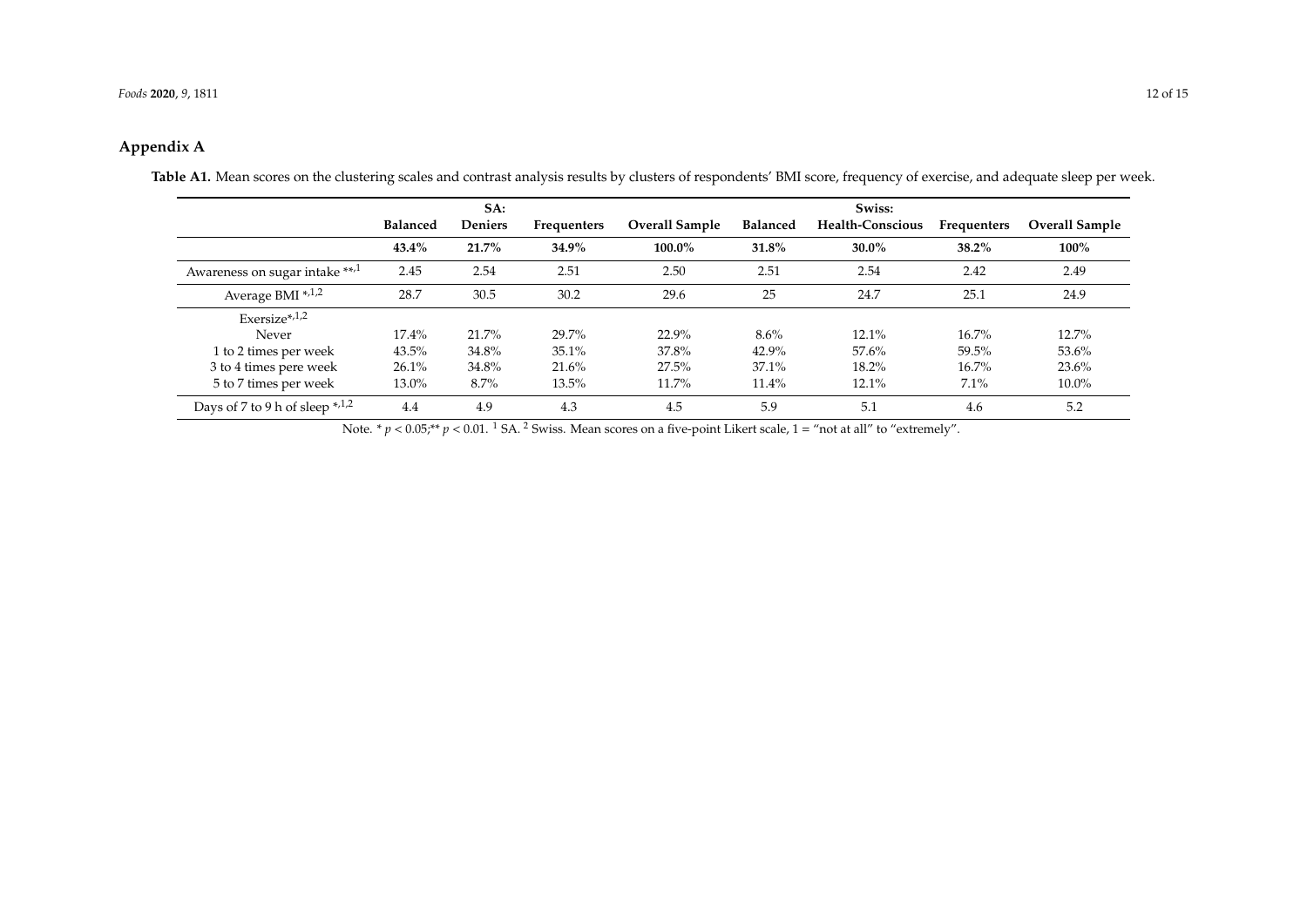## Appendix A

**Table A1.** Mean scores on the clustering scales and contrast analysis results by clusters of respondents' BMI score, frequency of exercise, and adequate sleep per week.

| | SA: | | | | Swiss: | | | |
|---|---|---|---|---|---|---|---|---|
| | **Balanced** | **Deniers** | **Frequenters** | **Overall Sample** | **Balanced** | **Health-Conscious** | **Frequenters** | **Overall Sample** |
| | **43.4%** | **21.7%** | **34.9%** | **100.0%** | **31.8%** | **30.0%** | **38.2%** | **100%** |
| Awareness on sugar intake **,1 | 2.45 | 2.54 | 2.51 | 2.50 | 2.51 | 2.54 | 2.42 | 2.49 |
| Average BMI *,1,2 | 28.7 | 30.5 | 30.2 | 29.6 | 25 | 24.7 | 25.1 | 24.9 |
| Exersize*,1,2 | | | | | | | | |
| Never | 17.4% | 21.7% | 29.7% | 22.9% | 8.6% | 12.1% | 16.7% | 12.7% |
| 1 to 2 times per week | 43.5% | 34.8% | 35.1% | 37.8% | 42.9% | 57.6% | 59.5% | 53.6% |
| 3 to 4 times pere week | 26.1% | 34.8% | 21.6% | 27.5% | 37.1% | 18.2% | 16.7% | 23.6% |
| 5 to 7 times per week | 13.0% | 8.7% | 13.5% | 11.7% | 11.4% | 12.1% | 7.1% | 10.0% |
| Days of 7 to 9 h of sleep *,1,2 | 4.4 | 4.9 | 4.3 | 4.5 | 5.9 | 5.1 | 4.6 | 5.2 |

Note. * $p < 0.05$;** $p < 0.01$. [1] SA. [2] Swiss. Mean scores on a five-point Likert scale, 1 = "not at all" to "extremely".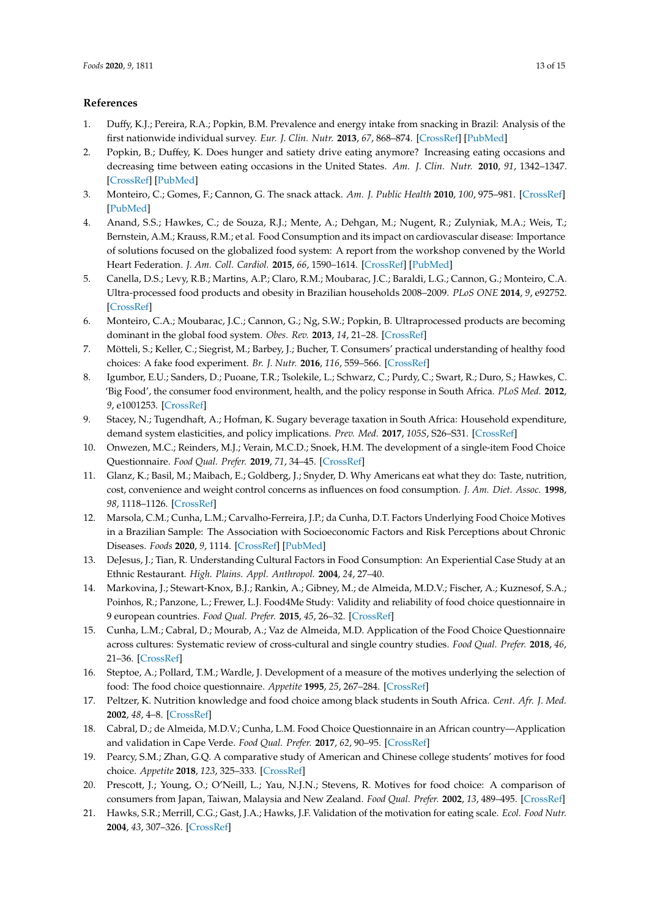## References

1. Duffy, K.J.; Pereira, R.A.; Popkin, B.M. Prevalence and energy intake from snacking in Brazil: Analysis of the first nationwide individual survey. *Eur. J. Clin. Nutr.* **2013**, *67*, 868–874. [CrossRef] [PubMed]
2. Popkin, B.; Duffey, K. Does hunger and satiety drive eating anymore? Increasing eating occasions and decreasing time between eating occasions in the United States. *Am. J. Clin. Nutr.* **2010**, *91*, 1342–1347. [CrossRef] [PubMed]
3. Monteiro, C.; Gomes, F.; Cannon, G. The snack attack. *Am. J. Public Health* **2010**, *100*, 975–981. [CrossRef] [PubMed]
4. Anand, S.S.; Hawkes, C.; de Souza, R.J.; Mente, A.; Dehgan, M.; Nugent, R.; Zulyniak, M.A.; Weis, T.; Bernstein, A.M.; Krauss, R.M.; et al. Food Consumption and its impact on cardiovascular disease: Importance of solutions focused on the globalized food system: A report from the workshop convened by the World Heart Federation. *J. Am. Coll. Cardiol.* **2015**, *66*, 1590–1614. [CrossRef] [PubMed]
5. Canella, D.S.; Levy, R.B.; Martins, A.P.; Claro, R.M.; Moubarac, J.C.; Baraldi, L.G.; Cannon, G.; Monteiro, C.A. Ultra-processed food products and obesity in Brazilian households 2008–2009. *PLoS ONE* **2014**, *9*, e92752. [CrossRef]
6. Monteiro, C.A.; Moubarac, J.C.; Cannon, G.; Ng, S.W.; Popkin, B. Ultraprocessed products are becoming dominant in the global food system. *Obes. Rev.* **2013**, *14*, 21–28. [CrossRef]
7. Mötteli, S.; Keller, C.; Siegrist, M.; Barbey, J.; Bucher, T. Consumers' practical understanding of healthy food choices: A fake food experiment. *Br. J. Nutr.* **2016**, *116*, 559–566. [CrossRef]
8. Igumbor, E.U.; Sanders, D.; Puoane, T.R.; Tsolekile, L.; Schwarz, C.; Purdy, C.; Swart, R.; Duro, S.; Hawkes, C. 'Big Food', the consumer food environment, health, and the policy response in South Africa. *PLoS Med.* **2012**, *9*, e1001253. [CrossRef]
9. Stacey, N.; Tugendhaft, A.; Hofman, K. Sugary beverage taxation in South Africa: Household expenditure, demand system elasticities, and policy implications. *Prev. Med.* **2017**, *105S*, S26–S31. [CrossRef]
10. Onwezen, M.C.; Reinders, M.J.; Verain, M.C.D.; Snoek, H.M. The development of a single-item Food Choice Questionnaire. *Food Qual. Prefer.* **2019**, *71*, 34–45. [CrossRef]
11. Glanz, K.; Basil, M.; Maibach, E.; Goldberg, J.; Snyder, D. Why Americans eat what they do: Taste, nutrition, cost, convenience and weight control concerns as influences on food consumption. *J. Am. Diet. Assoc.* **1998**, *98*, 1118–1126. [CrossRef]
12. Marsola, C.M.; Cunha, L.M.; Carvalho-Ferreira, J.P.; da Cunha, D.T. Factors Underlying Food Choice Motives in a Brazilian Sample: The Association with Socioeconomic Factors and Risk Perceptions about Chronic Diseases. *Foods* **2020**, *9*, 1114. [CrossRef] [PubMed]
13. DeJesus, J.; Tian, R. Understanding Cultural Factors in Food Consumption: An Experiential Case Study at an Ethnic Restaurant. *High. Plains. Appl. Anthropol.* **2004**, *24*, 27–40.
14. Markovina, J.; Stewart-Knox, B.J.; Rankin, A.; Gibney, M.; de Almeida, M.D.V.; Fischer, A.; Kuznesof, S.A.; Poinhos, R.; Panzone, L.; Frewer, L.J. Food4Me Study: Validity and reliability of food choice questionnaire in 9 european countries. *Food Qual. Prefer.* **2015**, *45*, 26–32. [CrossRef]
15. Cunha, L.M.; Cabral, D.; Mourab, A.; Vaz de Almeida, M.D. Application of the Food Choice Questionnaire across cultures: Systematic review of cross-cultural and single country studies. *Food Qual. Prefer.* **2018**, *46*, 21–36. [CrossRef]
16. Steptoe, A.; Pollard, T.M.; Wardle, J. Development of a measure of the motives underlying the selection of food: The food choice questionnaire. *Appetite* **1995**, *25*, 267–284. [CrossRef]
17. Peltzer, K. Nutrition knowledge and food choice among black students in South Africa. *Cent. Afr. J. Med.* **2002**, *48*, 4–8. [CrossRef]
18. Cabral, D.; de Almeida, M.D.V.; Cunha, L.M. Food Choice Questionnaire in an African country—Application and validation in Cape Verde. *Food Qual. Prefer.* **2017**, *62*, 90–95. [CrossRef]
19. Pearcy, S.M.; Zhan, G.Q. A comparative study of American and Chinese college students' motives for food choice. *Appetite* **2018**, *123*, 325–333. [CrossRef]
20. Prescott, J.; Young, O.; O'Neill, L.; Yau, N.J.N.; Stevens, R. Motives for food choice: A comparison of consumers from Japan, Taiwan, Malaysia and New Zealand. *Food Qual. Prefer.* **2002**, *13*, 489–495. [CrossRef]
21. Hawks, S.R.; Merrill, C.G.; Gast, J.A.; Hawks, J.F. Validation of the motivation for eating scale. *Ecol. Food Nutr.* **2004**, *43*, 307–326. [CrossRef]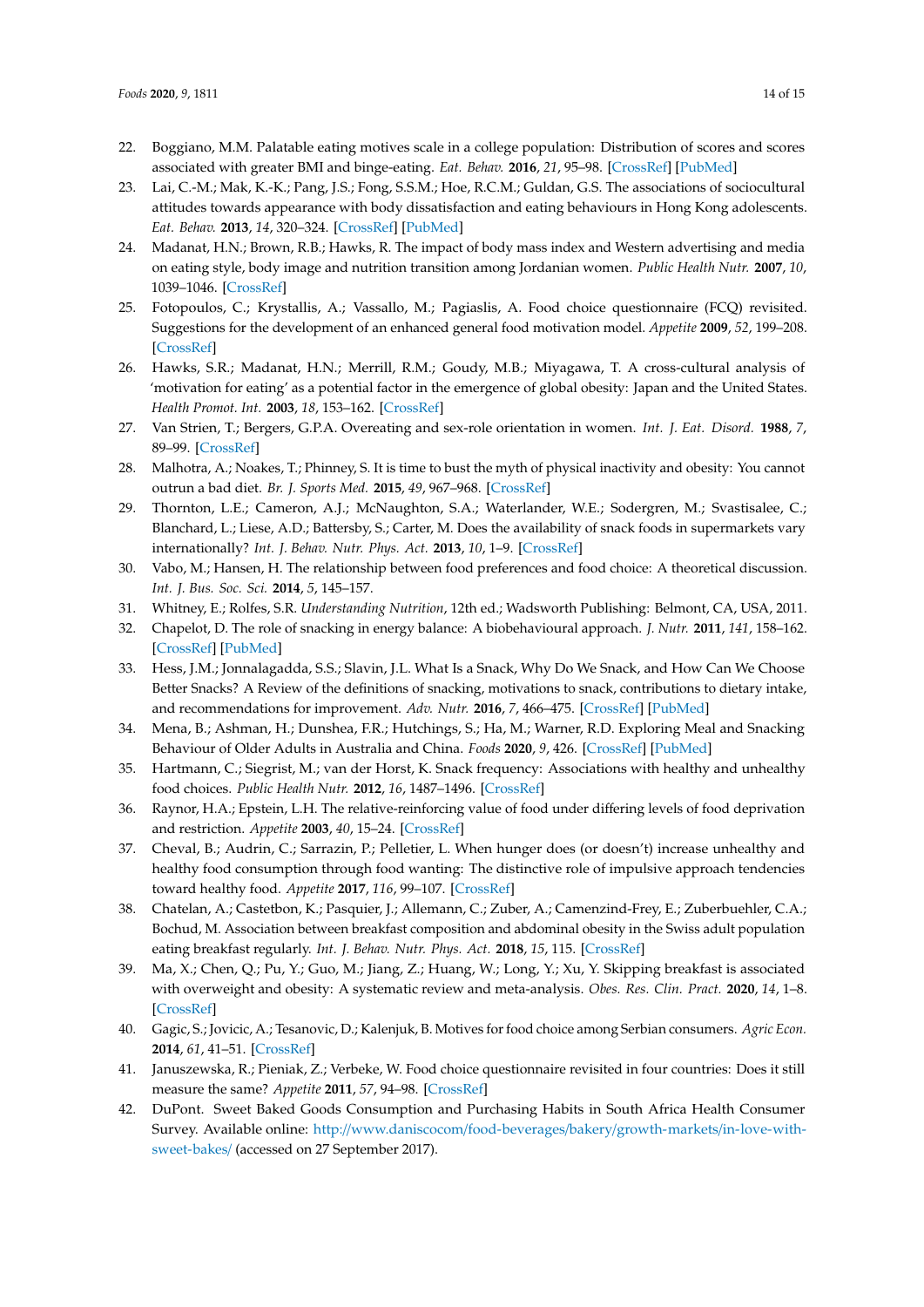22. Boggiano, M.M. Palatable eating motives scale in a college population: Distribution of scores and scores associated with greater BMI and binge-eating. *Eat. Behav.* **2016**, *21*, 95–98. [CrossRef] [PubMed]
23. Lai, C.-M.; Mak, K.-K.; Pang, J.S.; Fong, S.S.M.; Hoe, R.C.M.; Guldan, G.S. The associations of sociocultural attitudes towards appearance with body dissatisfaction and eating behaviours in Hong Kong adolescents. *Eat. Behav.* **2013**, *14*, 320–324. [CrossRef] [PubMed]
24. Madanat, H.N.; Brown, R.B.; Hawks, R. The impact of body mass index and Western advertising and media on eating style, body image and nutrition transition among Jordanian women. *Public Health Nutr.* **2007**, *10*, 1039–1046. [CrossRef]
25. Fotopoulos, C.; Krystallis, A.; Vassallo, M.; Pagiaslis, A. Food choice questionnaire (FCQ) revisited. Suggestions for the development of an enhanced general food motivation model. *Appetite* **2009**, *52*, 199–208. [CrossRef]
26. Hawks, S.R.; Madanat, H.N.; Merrill, R.M.; Goudy, M.B.; Miyagawa, T. A cross-cultural analysis of 'motivation for eating' as a potential factor in the emergence of global obesity: Japan and the United States. *Health Promot. Int.* **2003**, *18*, 153–162. [CrossRef]
27. Van Strien, T.; Bergers, G.P.A. Overeating and sex-role orientation in women. *Int. J. Eat. Disord.* **1988**, *7*, 89–99. [CrossRef]
28. Malhotra, A.; Noakes, T.; Phinney, S. It is time to bust the myth of physical inactivity and obesity: You cannot outrun a bad diet. *Br. J. Sports Med.* **2015**, *49*, 967–968. [CrossRef]
29. Thornton, L.E.; Cameron, A.J.; McNaughton, S.A.; Waterlander, W.E.; Sodergren, M.; Svastisalee, C.; Blanchard, L.; Liese, A.D.; Battersby, S.; Carter, M. Does the availability of snack foods in supermarkets vary internationally? *Int. J. Behav. Nutr. Phys. Act.* **2013**, *10*, 1–9. [CrossRef]
30. Vabo, M.; Hansen, H. The relationship between food preferences and food choice: A theoretical discussion. *Int. J. Bus. Soc. Sci.* **2014**, *5*, 145–157.
31. Whitney, E.; Rolfes, S.R. *Understanding Nutrition*, 12th ed.; Wadsworth Publishing: Belmont, CA, USA, 2011.
32. Chapelot, D. The role of snacking in energy balance: A biobehavioural approach. *J. Nutr.* **2011**, *141*, 158–162. [CrossRef] [PubMed]
33. Hess, J.M.; Jonnalagadda, S.S.; Slavin, J.L. What Is a Snack, Why Do We Snack, and How Can We Choose Better Snacks? A Review of the definitions of snacking, motivations to snack, contributions to dietary intake, and recommendations for improvement. *Adv. Nutr.* **2016**, *7*, 466–475. [CrossRef] [PubMed]
34. Mena, B.; Ashman, H.; Dunshea, F.R.; Hutchings, S.; Ha, M.; Warner, R.D. Exploring Meal and Snacking Behaviour of Older Adults in Australia and China. *Foods* **2020**, *9*, 426. [CrossRef] [PubMed]
35. Hartmann, C.; Siegrist, M.; van der Horst, K. Snack frequency: Associations with healthy and unhealthy food choices. *Public Health Nutr.* **2012**, *16*, 1487–1496. [CrossRef]
36. Raynor, H.A.; Epstein, L.H. The relative-reinforcing value of food under differing levels of food deprivation and restriction. *Appetite* **2003**, *40*, 15–24. [CrossRef]
37. Cheval, B.; Audrin, C.; Sarrazin, P.; Pelletier, L. When hunger does (or doesn't) increase unhealthy and healthy food consumption through food wanting: The distinctive role of impulsive approach tendencies toward healthy food. *Appetite* **2017**, *116*, 99–107. [CrossRef]
38. Chatelan, A.; Castetbon, K.; Pasquier, J.; Allemann, C.; Zuber, A.; Camenzind-Frey, E.; Zuberbuehler, C.A.; Bochud, M. Association between breakfast composition and abdominal obesity in the Swiss adult population eating breakfast regularly. *Int. J. Behav. Nutr. Phys. Act.* **2018**, *15*, 115. [CrossRef]
39. Ma, X.; Chen, Q.; Pu, Y.; Guo, M.; Jiang, Z.; Huang, W.; Long, Y.; Xu, Y. Skipping breakfast is associated with overweight and obesity: A systematic review and meta-analysis. *Obes. Res. Clin. Pract.* **2020**, *14*, 1–8. [CrossRef]
40. Gagic, S.; Jovicic, A.; Tesanovic, D.; Kalenjuk, B. Motives for food choice among Serbian consumers. *Agric Econ.* **2014**, *61*, 41–51. [CrossRef]
41. Januszewska, R.; Pieniak, Z.; Verbeke, W. Food choice questionnaire revisited in four countries: Does it still measure the same? *Appetite* **2011**, *57*, 94–98. [CrossRef]
42. DuPont. Sweet Baked Goods Consumption and Purchasing Habits in South Africa Health Consumer Survey. Available online: http://www.daniscocom/food-beverages/bakery/growth-markets/in-love-with-sweet-bakes/ (accessed on 27 September 2017).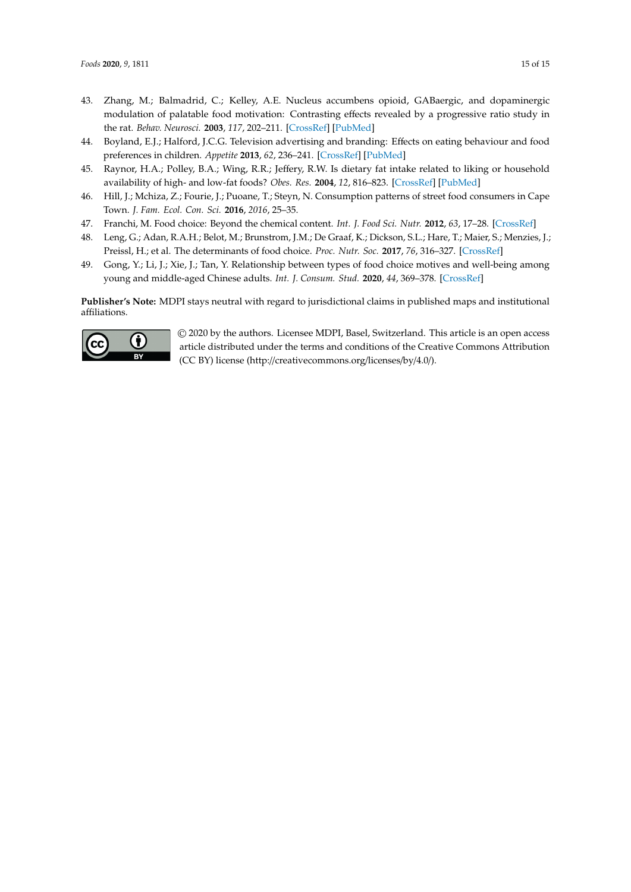43. Zhang, M.; Balmadrid, C.; Kelley, A.E. Nucleus accumbens opioid, GABaergic, and dopaminergic modulation of palatable food motivation: Contrasting effects revealed by a progressive ratio study in the rat. *Behav. Neurosci.* **2003**, *117*, 202–211. [CrossRef] [PubMed]
44. Boyland, E.J.; Halford, J.C.G. Television advertising and branding: Effects on eating behaviour and food preferences in children. *Appetite* **2013**, *62*, 236–241. [CrossRef] [PubMed]
45. Raynor, H.A.; Polley, B.A.; Wing, R.R.; Jeffery, R.W. Is dietary fat intake related to liking or household availability of high- and low-fat foods? *Obes. Res.* **2004**, *12*, 816–823. [CrossRef] [PubMed]
46. Hill, J.; Mchiza, Z.; Fourie, J.; Puoane, T.; Steyn, N. Consumption patterns of street food consumers in Cape Town. *J. Fam. Ecol. Con. Sci.* **2016**, *2016*, 25–35.
47. Franchi, M. Food choice: Beyond the chemical content. *Int. J. Food Sci. Nutr.* **2012**, *63*, 17–28. [CrossRef]
48. Leng, G.; Adan, R.A.H.; Belot, M.; Brunstrom, J.M.; De Graaf, K.; Dickson, S.L.; Hare, T.; Maier, S.; Menzies, J.; Preissl, H.; et al. The determinants of food choice. *Proc. Nutr. Soc.* **2017**, *76*, 316–327. [CrossRef]
49. Gong, Y.; Li, J.; Xie, J.; Tan, Y. Relationship between types of food choice motives and well-being among young and middle-aged Chinese adults. *Int. J. Consum. Stud.* **2020**, *44*, 369–378. [CrossRef]

**Publisher's Note:** MDPI stays neutral with regard to jurisdictional claims in published maps and institutional affiliations.

© 2020 by the authors. Licensee MDPI, Basel, Switzerland. This article is an open access article distributed under the terms and conditions of the Creative Commons Attribution (CC BY) license (http://creativecommons.org/licenses/by/4.0/).